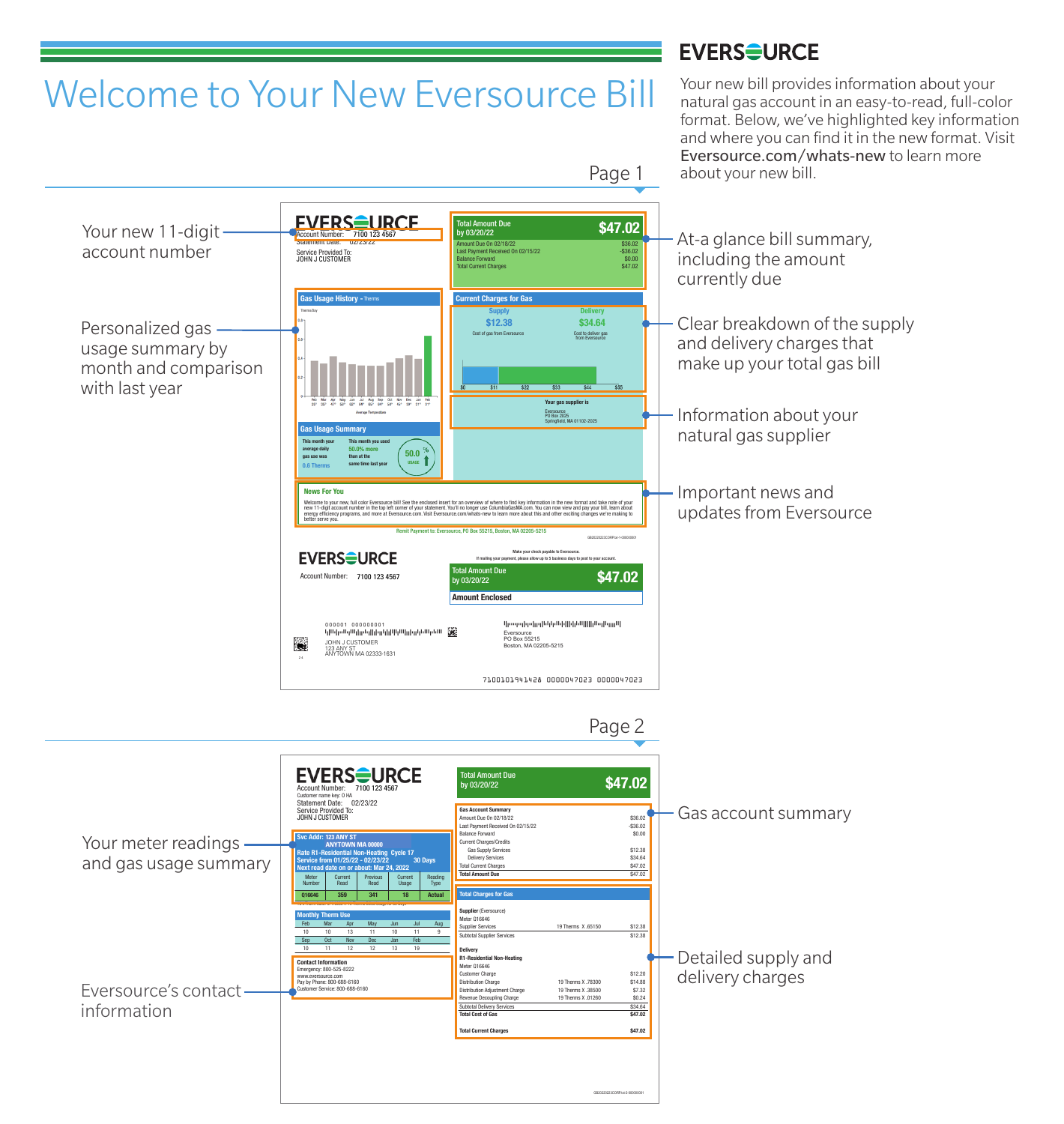# Welcome to Your New Eversource Bill

**EVERSOURCE**

Your new bill provides information about your natural gas account in an easy-to-read, full-color format. Below, we've highlighted key information and where you can find it in the new format. Visit **Eversource.com/whats-new** to learn more about your new bill.

## Page 1

- **Your new 11-digit account number** — Account Number: 7100 123 4567
- **At-a-glance bill summary, including the amount currently due**
- **Personalized gas usage summary by month and comparison with last year**
- **Clear breakdown of the supply and delivery charges that make up your total gas bill**
- **Information about your natural gas supplier**
- **Important news and updates from Eversource**

**EVERSOURCE**

Account Number: 7100 123 4567
Statement Date: 02/23/22
Service Provided To:
JOHN J CUSTOMER

| Total Amount Due by 03/20/22 | $47.02 |
|---|---|
| Amount Due On 02/18/22 | $36.02 |
| Last Payment Received On 02/15/22 | -$36.02 |
| Balance Forward | $0.00 |
| Total Current Charges | $47.02 |

**Gas Usage History** - Therms

**Current Charges for Gas**

| Supply | Delivery |
|---|---|
| $12.38 | $34.64 |
| Cost of gas from Eversource | Cost to deliver gas from Eversource |

**Your gas supplier is**
Eversource
PO Box 2025
Springfield, MA 01102-2025

**Gas Usage Summary**

This month your average daily gas use was 0.6 Therms. This month you used 50.0% more than at the same time last year. (50.0% usage)

**News For You**

Welcome to your new, full color Eversource bill! See the enclosed insert for an overview of where to find key information in the new format and take note of your new 11-digit account number in the top left corner of your statement. You'll no longer use ColumbiaGasMA.com. You can now view and pay your bill, learn about energy efficiency programs, and more at Eversource.com. Visit Eversource.com/whats-new to learn more about this and other exciting changes we're making to better serve you.

Remit Payment to: Eversource, PO Box 55215, Boston, MA 02205-5215

**EVERSOURCE**

Account Number: 7100 123 4567

Make your check payable to Eversource.
If mailing your payment, please allow up to 5 business days to post to your account.

| Total Amount Due by 03/20/22 | $47.02 |
|---|---|
| Amount Enclosed | |

JOHN J CUSTOMER
123 ANY ST
ANYTOWN MA 02333-1631

Eversource
PO Box 55215
Boston, MA 02205-5215

7100101941428 0000047023 0000047023

## Page 2

- **Gas account summary**
- **Your meter readings and gas usage summary**
- **Detailed supply and delivery charges**
- **Eversource's contact information**

**EVERSOURCE**

Account Number: 7100 123 4567
Customer name key: O HA
Statement Date: 02/23/22
Service Provided To:
JOHN J CUSTOMER

| Total Amount Due by 03/20/22 | $47.02 |
|---|---|

**Gas Account Summary**

| | |
|---|---|
| Amount Due On 02/18/22 | $36.02 |
| Last Payment Received On 02/15/22 | -$36.02 |
| Balance Forward | $0.00 |
| Current Charges/Credits | |
| Gas Supply Services | $12.38 |
| Delivery Services | $34.64 |
| Total Current Charges | $47.02 |
| **Total Amount Due** | **$47.02** |

**Svc Addr: 123 ANY ST ANYTOWN MA 00000**
Rate R1-Residential Non-Heating Cycle 17
Service from 01/25/22 - 02/23/22 30 Days
Next read date on or about: Mar 24, 2022

| Meter Number | Current Read | Previous Read | Current Usage | Reading Type |
|---|---|---|---|---|
| 016646 | 359 | 341 | 18 | Actual |

**Monthly Therm Use**

| Feb | Mar | Apr | May | Jun | Jul | Aug |
|---|---|---|---|---|---|---|
| 10 | 10 | 13 | 11 | 10 | 11 | 9 |
| **Sep** | **Oct** | **Nov** | **Dec** | **Jan** | **Feb** | |
| 10 | 11 | 12 | 12 | 13 | 19 | |

**Total Charges for Gas**

| | | |
|---|---|---|
| **Supplier** (Eversource) | | |
| Meter 016646 | | |
| Supplier Services | 19 Therms X .65150 | $12.38 |
| Subtotal Supplier Services | | $12.38 |
| **Delivery** | | |
| **R1-Residential Non-Heating** | | |
| Meter 016646 | | |
| Customer Charge | | $12.20 |
| Distribution Charge | 19 Therms X .78300 | $14.88 |
| Distribution Adjustment Charge | 19 Therms X .38500 | $7.32 |
| Revenue Decoupling Charge | 19 Therms X .01260 | $0.24 |
| Subtotal Delivery Services | | $34.64 |
| **Total Cost of Gas** | | **$47.02** |
| **Total Current Charges** | | **$47.02** |

**Contact Information**
Emergency: 800-525-8222
www.eversource.com
Pay by Phone: 800-688-6160
Customer Service: 800-688-6160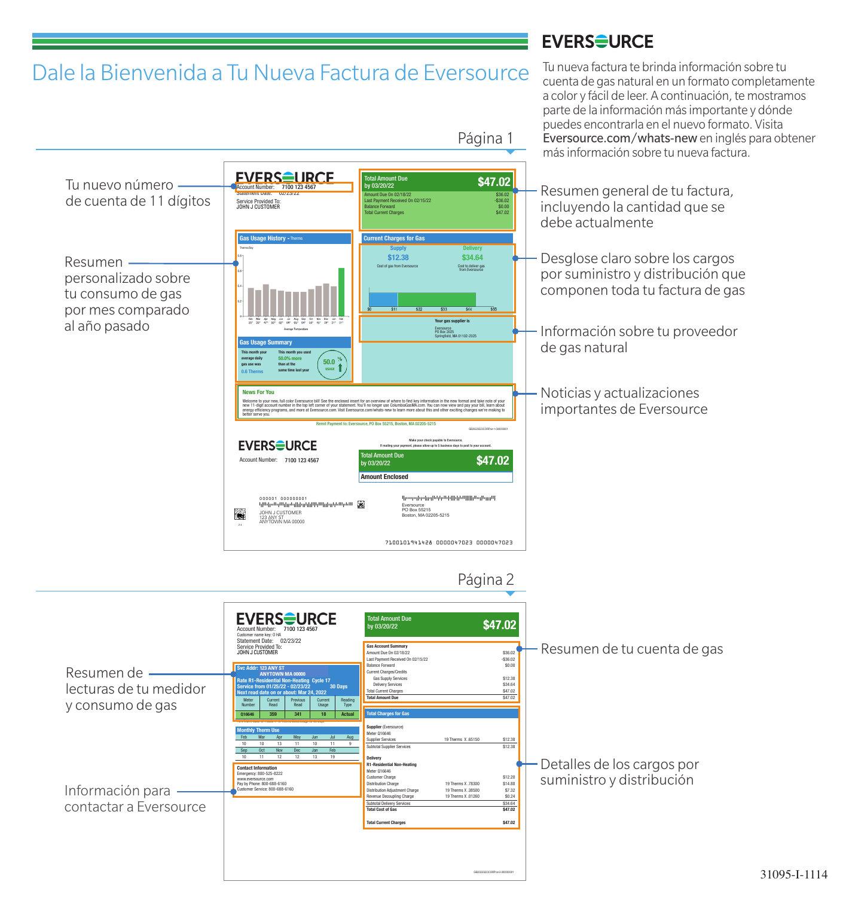# Dale la Bienvenida a Tu Nueva Factura de Eversource

EVERSOURCE

Tu nueva factura te brinda información sobre tu cuenta de gas natural en un formato completamente a color y fácil de leer. A continuación, te mostramos parte de la información más importante y dónde puedes encontrarla en el nuevo formato. Visita **Eversource.com/whats-new** en inglés para obtener más información sobre tu nueva factura.

## Página 1

- Tu nuevo número de cuenta de 11 dígitos
- Resumen personalizado sobre tu consumo de gas por mes comparado al año pasado
- Resumen general de tu factura, incluyendo la cantidad que se debe actualmente
- Desglose claro sobre los cargos por suministro y distribución que componen toda tu factura de gas
- Información sobre tu proveedor de gas natural
- Noticias y actualizaciones importantes de Eversource

## Página 2

- Resumen de lecturas de tu medidor y consumo de gas
- Información para contactar a Eversource
- Resumen de tu cuenta de gas
- Detalles de los cargos por suministro y distribución

31095-I-1114